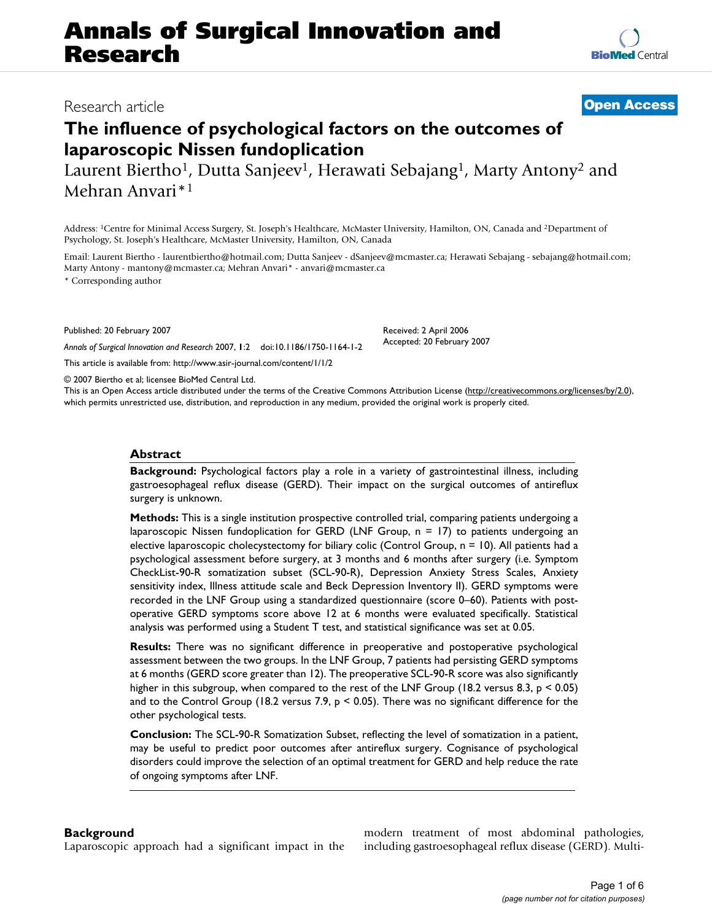Research article

**Open Access**

# The influence of psychological factors on the outcomes of laparoscopic Nissen fundoplication

Laurent Biertho[1], Dutta Sanjeev[1], Herawati Sebajang[1], Marty Antony[2] and Mehran Anvari*[1]

Address: [1]Centre for Minimal Access Surgery, St. Joseph's Healthcare, McMaster University, Hamilton, ON, Canada and [2]Department of Psychology, St. Joseph's Healthcare, McMaster University, Hamilton, ON, Canada

Email: Laurent Biertho - laurentbiertho@hotmail.com; Dutta Sanjeev - dSanjeev@mcmaster.ca; Herawati Sebajang - sebajang@hotmail.com; Marty Antony - mantony@mcmaster.ca; Mehran Anvari* - anvari@mcmaster.ca

\* Corresponding author

Published: 20 February 2007

*Annals of Surgical Innovation and Research* 2007, **1**:2 doi:10.1186/1750-1164-1-2

Received: 2 April 2006
Accepted: 20 February 2007

This article is available from: http://www.asir-journal.com/content/1/1/2

© 2007 Biertho et al; licensee BioMed Central Ltd.
This is an Open Access article distributed under the terms of the Creative Commons Attribution License (http://creativecommons.org/licenses/by/2.0), which permits unrestricted use, distribution, and reproduction in any medium, provided the original work is properly cited.

## Abstract

**Background:** Psychological factors play a role in a variety of gastrointestinal illness, including gastroesophageal reflux disease (GERD). Their impact on the surgical outcomes of antireflux surgery is unknown.

**Methods:** This is a single institution prospective controlled trial, comparing patients undergoing a laparoscopic Nissen fundoplication for GERD (LNF Group, n = 17) to patients undergoing an elective laparoscopic cholecystectomy for biliary colic (Control Group, n = 10). All patients had a psychological assessment before surgery, at 3 months and 6 months after surgery (i.e. Symptom CheckList-90-R somatization subset (SCL-90-R), Depression Anxiety Stress Scales, Anxiety sensitivity index, Illness attitude scale and Beck Depression Inventory II). GERD symptoms were recorded in the LNF Group using a standardized questionnaire (score 0–60). Patients with post-operative GERD symptoms score above 12 at 6 months were evaluated specifically. Statistical analysis was performed using a Student T test, and statistical significance was set at 0.05.

**Results:** There was no significant difference in preoperative and postoperative psychological assessment between the two groups. In the LNF Group, 7 patients had persisting GERD symptoms at 6 months (GERD score greater than 12). The preoperative SCL-90-R score was also significantly higher in this subgroup, when compared to the rest of the LNF Group (18.2 versus 8.3, $p < 0.05$) and to the Control Group (18.2 versus 7.9, $p < 0.05$). There was no significant difference for the other psychological tests.

**Conclusion:** The SCL-90-R Somatization Subset, reflecting the level of somatization in a patient, may be useful to predict poor outcomes after antireflux surgery. Cognisance of psychological disorders could improve the selection of an optimal treatment for GERD and help reduce the rate of ongoing symptoms after LNF.

## Background

Laparoscopic approach had a significant impact in the modern treatment of most abdominal pathologies, including gastroesophageal reflux disease (GERD). Multi-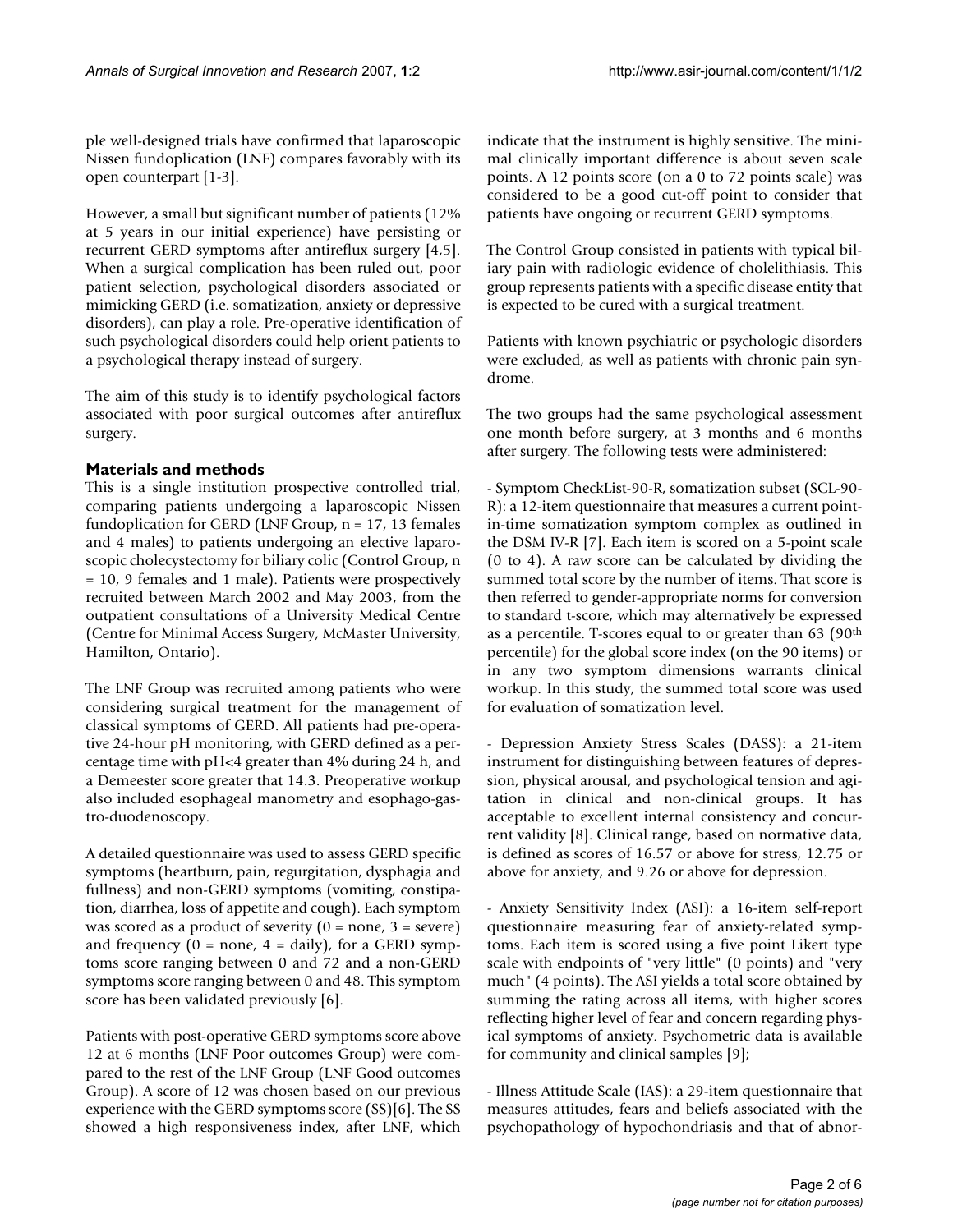ple well-designed trials have confirmed that laparoscopic Nissen fundoplication (LNF) compares favorably with its open counterpart [1-3].

However, a small but significant number of patients (12% at 5 years in our initial experience) have persisting or recurrent GERD symptoms after antireflux surgery [4,5]. When a surgical complication has been ruled out, poor patient selection, psychological disorders associated or mimicking GERD (i.e. somatization, anxiety or depressive disorders), can play a role. Pre-operative identification of such psychological disorders could help orient patients to a psychological therapy instead of surgery.

The aim of this study is to identify psychological factors associated with poor surgical outcomes after antireflux surgery.

## Materials and methods

This is a single institution prospective controlled trial, comparing patients undergoing a laparoscopic Nissen fundoplication for GERD (LNF Group, n = 17, 13 females and 4 males) to patients undergoing an elective laparoscopic cholecystectomy for biliary colic (Control Group, n = 10, 9 females and 1 male). Patients were prospectively recruited between March 2002 and May 2003, from the outpatient consultations of a University Medical Centre (Centre for Minimal Access Surgery, McMaster University, Hamilton, Ontario).

The LNF Group was recruited among patients who were considering surgical treatment for the management of classical symptoms of GERD. All patients had pre-operative 24-hour pH monitoring, with GERD defined as a percentage time with pH<4 greater than 4% during 24 h, and a Demeester score greater that 14.3. Preoperative workup also included esophageal manometry and esophago-gastro-duodenoscopy.

A detailed questionnaire was used to assess GERD specific symptoms (heartburn, pain, regurgitation, dysphagia and fullness) and non-GERD symptoms (vomiting, constipation, diarrhea, loss of appetite and cough). Each symptom was scored as a product of severity (0 = none, 3 = severe) and frequency (0 = none, 4 = daily), for a GERD symptoms score ranging between 0 and 72 and a non-GERD symptoms score ranging between 0 and 48. This symptom score has been validated previously [6].

Patients with post-operative GERD symptoms score above 12 at 6 months (LNF Poor outcomes Group) were compared to the rest of the LNF Group (LNF Good outcomes Group). A score of 12 was chosen based on our previous experience with the GERD symptoms score (SS)[6]. The SS showed a high responsiveness index, after LNF, which indicate that the instrument is highly sensitive. The minimal clinically important difference is about seven scale points. A 12 points score (on a 0 to 72 points scale) was considered to be a good cut-off point to consider that patients have ongoing or recurrent GERD symptoms.

The Control Group consisted in patients with typical biliary pain with radiologic evidence of cholelithiasis. This group represents patients with a specific disease entity that is expected to be cured with a surgical treatment.

Patients with known psychiatric or psychologic disorders were excluded, as well as patients with chronic pain syndrome.

The two groups had the same psychological assessment one month before surgery, at 3 months and 6 months after surgery. The following tests were administered:

- Symptom CheckList-90-R, somatization subset (SCL-90-R): a 12-item questionnaire that measures a current point-in-time somatization symptom complex as outlined in the DSM IV-R [7]. Each item is scored on a 5-point scale (0 to 4). A raw score can be calculated by dividing the summed total score by the number of items. That score is then referred to gender-appropriate norms for conversion to standard t-score, which may alternatively be expressed as a percentile. T-scores equal to or greater than 63 (90th percentile) for the global score index (on the 90 items) or in any two symptom dimensions warrants clinical workup. In this study, the summed total score was used for evaluation of somatization level.

- Depression Anxiety Stress Scales (DASS): a 21-item instrument for distinguishing between features of depression, physical arousal, and psychological tension and agitation in clinical and non-clinical groups. It has acceptable to excellent internal consistency and concurrent validity [8]. Clinical range, based on normative data, is defined as scores of 16.57 or above for stress, 12.75 or above for anxiety, and 9.26 or above for depression.

- Anxiety Sensitivity Index (ASI): a 16-item self-report questionnaire measuring fear of anxiety-related symptoms. Each item is scored using a five point Likert type scale with endpoints of "very little" (0 points) and "very much" (4 points). The ASI yields a total score obtained by summing the rating across all items, with higher scores reflecting higher level of fear and concern regarding physical symptoms of anxiety. Psychometric data is available for community and clinical samples [9];

- Illness Attitude Scale (IAS): a 29-item questionnaire that measures attitudes, fears and beliefs associated with the psychopathology of hypochondriasis and that of abnor-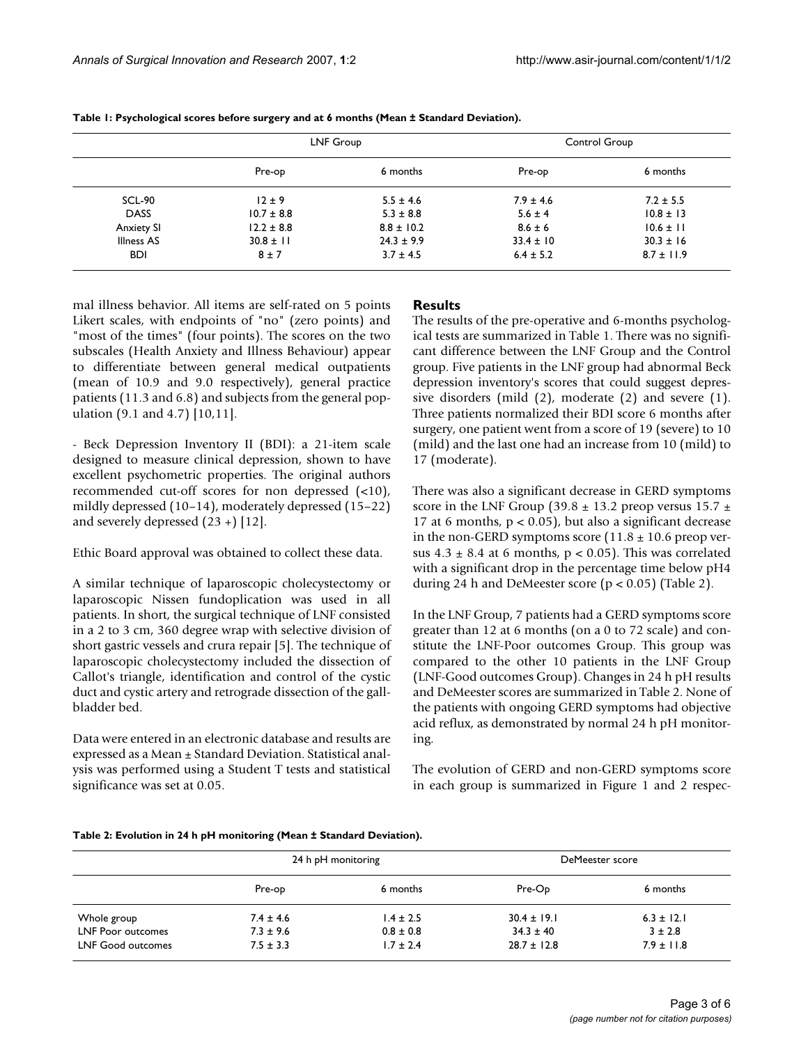**Table 1: Psychological scores before surgery and at 6 months (Mean ± Standard Deviation).**

| | LNF Group | | Control Group | |
|---|---|---|---|---|
| | Pre-op | 6 months | Pre-op | 6 months |
| SCL-90 | 12 ± 9 | 5.5 ± 4.6 | 7.9 ± 4.6 | 7.2 ± 5.5 |
| DASS | 10.7 ± 8.8 | 5.3 ± 8.8 | 5.6 ± 4 | 10.8 ± 13 |
| Anxiety SI | 12.2 ± 8.8 | 8.8 ± 10.2 | 8.6 ± 6 | 10.6 ± 11 |
| Illness AS | 30.8 ± 11 | 24.3 ± 9.9 | 33.4 ± 10 | 30.3 ± 16 |
| BDI | 8 ± 7 | 3.7 ± 4.5 | 6.4 ± 5.2 | 8.7 ± 11.9 |

mal illness behavior. All items are self-rated on 5 points Likert scales, with endpoints of "no" (zero points) and "most of the times" (four points). The scores on the two subscales (Health Anxiety and Illness Behaviour) appear to differentiate between general medical outpatients (mean of 10.9 and 9.0 respectively), general practice patients (11.3 and 6.8) and subjects from the general population (9.1 and 4.7) [10,11].

- Beck Depression Inventory II (BDI): a 21-item scale designed to measure clinical depression, shown to have excellent psychometric properties. The original authors recommended cut-off scores for non depressed (<10), mildly depressed (10–14), moderately depressed (15–22) and severely depressed (23 +) [12].

Ethic Board approval was obtained to collect these data.

A similar technique of laparoscopic cholecystectomy or laparoscopic Nissen fundoplication was used in all patients. In short, the surgical technique of LNF consisted in a 2 to 3 cm, 360 degree wrap with selective division of short gastric vessels and crura repair [5]. The technique of laparoscopic cholecystectomy included the dissection of Callot's triangle, identification and control of the cystic duct and cystic artery and retrograde dissection of the gallbladder bed.

Data were entered in an electronic database and results are expressed as a Mean ± Standard Deviation. Statistical analysis was performed using a Student T tests and statistical significance was set at 0.05.

## Results

The results of the pre-operative and 6-months psychological tests are summarized in Table 1. There was no significant difference between the LNF Group and the Control group. Five patients in the LNF group had abnormal Beck depression inventory's scores that could suggest depressive disorders (mild (2), moderate (2) and severe (1). Three patients normalized their BDI score 6 months after surgery, one patient went from a score of 19 (severe) to 10 (mild) and the last one had an increase from 10 (mild) to 17 (moderate).

There was also a significant decrease in GERD symptoms score in the LNF Group (39.8 ± 13.2 preop versus 15.7 ± 17 at 6 months, $p < 0.05$), but also a significant decrease in the non-GERD symptoms score (11.8 ± 10.6 preop versus 4.3 ± 8.4 at 6 months, $p < 0.05$). This was correlated with a significant drop in the percentage time below pH4 during 24 h and DeMeester score ($p < 0.05$) (Table 2).

In the LNF Group, 7 patients had a GERD symptoms score greater than 12 at 6 months (on a 0 to 72 scale) and constitute the LNF-Poor outcomes Group. This group was compared to the other 10 patients in the LNF Group (LNF-Good outcomes Group). Changes in 24 h pH results and DeMeester scores are summarized in Table 2. None of the patients with ongoing GERD symptoms had objective acid reflux, as demonstrated by normal 24 h pH monitoring.

The evolution of GERD and non-GERD symptoms score in each group is summarized in Figure 1 and 2 respec-

**Table 2: Evolution in 24 h pH monitoring (Mean ± Standard Deviation).**

| | 24 h pH monitoring | | DeMeester score | |
|---|---|---|---|---|
| | Pre-op | 6 months | Pre-Op | 6 months |
| Whole group | 7.4 ± 4.6 | 1.4 ± 2.5 | 30.4 ± 19.1 | 6.3 ± 12.1 |
| LNF Poor outcomes | 7.3 ± 9.6 | 0.8 ± 0.8 | 34.3 ± 40 | 3 ± 2.8 |
| LNF Good outcomes | 7.5 ± 3.3 | 1.7 ± 2.4 | 28.7 ± 12.8 | 7.9 ± 11.8 |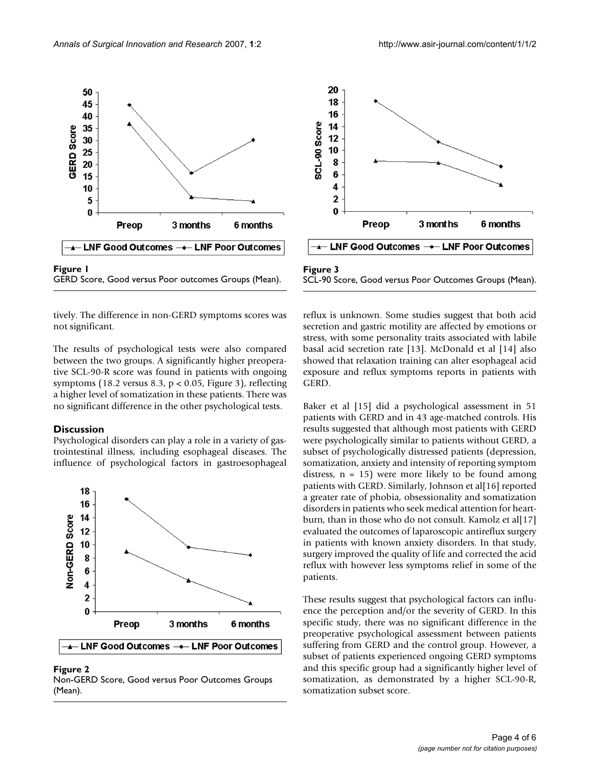Figure 1
GERD Score, Good versus Poor outcomes Groups (Mean).

Figure 3
SCL-90 Score, Good versus Poor Outcomes Groups (Mean).

tively. The difference in non-GERD symptoms scores was not significant.

The results of psychological tests were also compared between the two groups. A significantly higher preoperative SCL-90-R score was found in patients with ongoing symptoms (18.2 versus 8.3, $p < 0.05$, Figure 3), reflecting a higher level of somatization in these patients. There was no significant difference in the other psychological tests.

## Discussion

Psychological disorders can play a role in a variety of gastrointestinal illness, including esophageal diseases. The influence of psychological factors in gastroesophageal reflux is unknown. Some studies suggest that both acid secretion and gastric motility are affected by emotions or stress, with some personality traits associated with labile basal acid secretion rate [13]. McDonald et al [14] also showed that relaxation training can alter esophageal acid exposure and reflux symptoms reports in patients with GERD.

Figure 2
Non-GERD Score, Good versus Poor Outcomes Groups (Mean).

Baker et al [15] did a psychological assessment in 51 patients with GERD and in 43 age-matched controls. His results suggested that although most patients with GERD were psychologically similar to patients without GERD, a subset of psychologically distressed patients (depression, somatization, anxiety and intensity of reporting symptom distress, n = 15) were more likely to be found among patients with GERD. Similarly, Johnson et al[16] reported a greater rate of phobia, obsessionality and somatization disorders in patients who seek medical attention for heartburn, than in those who do not consult. Kamolz et al[17] evaluated the outcomes of laparoscopic antireflux surgery in patients with known anxiety disorders. In that study, surgery improved the quality of life and corrected the acid reflux with however less symptoms relief in some of the patients.

These results suggest that psychological factors can influence the perception and/or the severity of GERD. In this specific study, there was no significant difference in the preoperative psychological assessment between patients suffering from GERD and the control group. However, a subset of patients experienced ongoing GERD symptoms and this specific group had a significantly higher level of somatization, as demonstrated by a higher SCL-90-R, somatization subset score.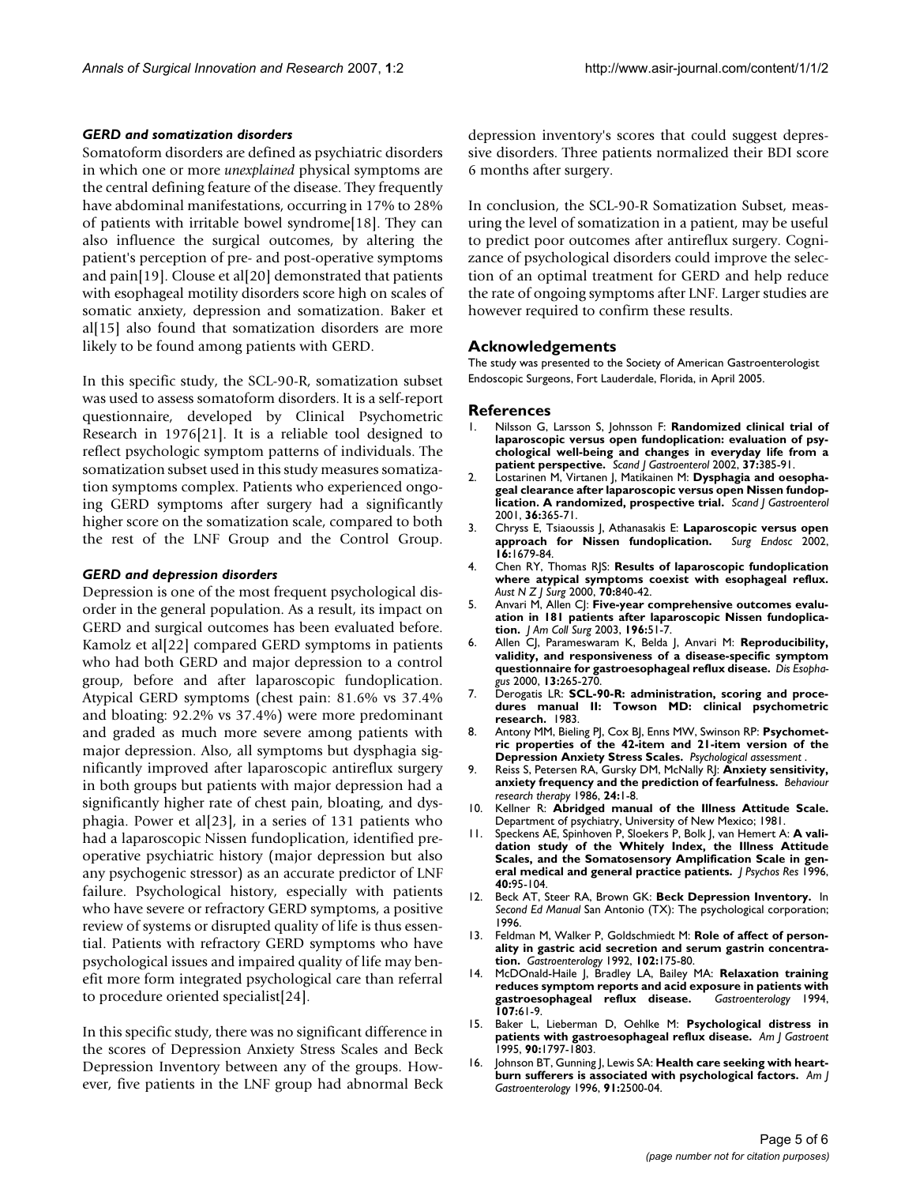### *GERD and somatization disorders*

Somatoform disorders are defined as psychiatric disorders in which one or more *unexplained* physical symptoms are the central defining feature of the disease. They frequently have abdominal manifestations, occurring in 17% to 28% of patients with irritable bowel syndrome[18]. They can also influence the surgical outcomes, by altering the patient's perception of pre- and post-operative symptoms and pain[19]. Clouse et al[20] demonstrated that patients with esophageal motility disorders score high on scales of somatic anxiety, depression and somatization. Baker et al[15] also found that somatization disorders are more likely to be found among patients with GERD.

In this specific study, the SCL-90-R, somatization subset was used to assess somatoform disorders. It is a self-report questionnaire, developed by Clinical Psychometric Research in 1976[21]. It is a reliable tool designed to reflect psychologic symptom patterns of individuals. The somatization subset used in this study measures somatization symptoms complex. Patients who experienced ongoing GERD symptoms after surgery had a significantly higher score on the somatization scale, compared to both the rest of the LNF Group and the Control Group.

### *GERD and depression disorders*

Depression is one of the most frequent psychological disorder in the general population. As a result, its impact on GERD and surgical outcomes has been evaluated before. Kamolz et al[22] compared GERD symptoms in patients who had both GERD and major depression to a control group, before and after laparoscopic fundoplication. Atypical GERD symptoms (chest pain: 81.6% vs 37.4% and bloating: 92.2% vs 37.4%) were more predominant and graded as much more severe among patients with major depression. Also, all symptoms but dysphagia significantly improved after laparoscopic antireflux surgery in both groups but patients with major depression had a significantly higher rate of chest pain, bloating, and dysphagia. Power et al[23], in a series of 131 patients who had a laparoscopic Nissen fundoplication, identified preoperative psychiatric history (major depression but also any psychogenic stressor) as an accurate predictor of LNF failure. Psychological history, especially with patients who have severe or refractory GERD symptoms, a positive review of systems or disrupted quality of life is thus essential. Patients with refractory GERD symptoms who have psychological issues and impaired quality of life may benefit more form integrated psychological care than referral to procedure oriented specialist[24].

In this specific study, there was no significant difference in the scores of Depression Anxiety Stress Scales and Beck Depression Inventory between any of the groups. However, five patients in the LNF group had abnormal Beck depression inventory's scores that could suggest depressive disorders. Three patients normalized their BDI score 6 months after surgery.

In conclusion, the SCL-90-R Somatization Subset, measuring the level of somatization in a patient, may be useful to predict poor outcomes after antireflux surgery. Cognizance of psychological disorders could improve the selection of an optimal treatment for GERD and help reduce the rate of ongoing symptoms after LNF. Larger studies are however required to confirm these results.

## Acknowledgements

The study was presented to the Society of American Gastroenterologist Endoscopic Surgeons, Fort Lauderdale, Florida, in April 2005.

## References

1. Nilsson G, Larsson S, Johnsson F: **Randomized clinical trial of laparoscopic versus open fundoplication: evaluation of psychological well-being and changes in everyday life from a patient perspective.** *Scand J Gastroenterol* 2002, **37:**385-91.
2. Lostarinen M, Virtanen J, Matikainen M: **Dysphagia and oesophageal clearance after laparoscopic versus open Nissen fundoplication. A randomized, prospective trial.** *Scand J Gastroenterol* 2001, **36:**365-71.
3. Chryss E, Tsiaoussis J, Athanasakis E: **Laparoscopic versus open approach for Nissen fundoplication.** *Surg Endosc* 2002, **16:**1679-84.
4. Chen RY, Thomas RJS: **Results of laparoscopic fundoplication where atypical symptoms coexist with esophageal reflux.** *Aust N Z J Surg* 2000, **70:**840-42.
5. Anvari M, Allen CJ: **Five-year comprehensive outcomes evaluation in 181 patients after laparoscopic Nissen fundoplication.** *J Am Coll Surg* 2003, **196:**51-7.
6. Allen CJ, Parameswaram K, Belda J, Anvari M: **Reproducibility, validity, and responsiveness of a disease-specific symptom questionnaire for gastroesophageal reflux disease.** *Dis Esophagus* 2000, **13:**265-270.
7. Derogatis LR: **SCL-90-R: administration, scoring and procedures manual II: Towson MD: clinical psychometric research.** 1983.
8. Antony MM, Bieling PJ, Cox BJ, Enns MW, Swinson RP: **Psychometric properties of the 42-item and 21-item version of the Depression Anxiety Stress Scales.** *Psychological assessment* .
9. Reiss S, Petersen RA, Gursky DM, McNally RJ: **Anxiety sensitivity, anxiety frequency and the prediction of fearfulness.** *Behaviour research therapy* 1986, **24:**1-8.
10. Kellner R: **Abridged manual of the Illness Attitude Scale.** Department of psychiatry, University of New Mexico; 1981.
11. Speckens AE, Spinhoven P, Sloekers P, Bolk J, van Hemert A: **A validation study of the Whitely Index, the Illness Attitude Scales, and the Somatosensory Amplification Scale in general medical and general practice patients.** *J Psychos Res* 1996, **40:**95-104.
12. Beck AT, Steer RA, Brown GK: **Beck Depression Inventory.** In *Second Ed Manual* San Antonio (TX): The psychological corporation; 1996.
13. Feldman M, Walker P, Goldschmiedt M: **Role of affect of personality in gastric acid secretion and serum gastrin concentration.** *Gastroenterology* 1992, **102:**175-80.
14. McDOnald-Haile J, Bradley LA, Bailey MA: **Relaxation training reduces symptom reports and acid exposure in patients with gastroesophageal reflux disease.** *Gastroenterology* 1994, **107:**61-9.
15. Baker L, Lieberman D, Oehlke M: **Psychological distress in patients with gastroesophageal reflux disease.** *Am J Gastroent* 1995, **90:**1797-1803.
16. Johnson BT, Gunning J, Lewis SA: **Health care seeking with heartburn sufferers is associated with psychological factors.** *Am J Gastroenterology* 1996, **91:**2500-04.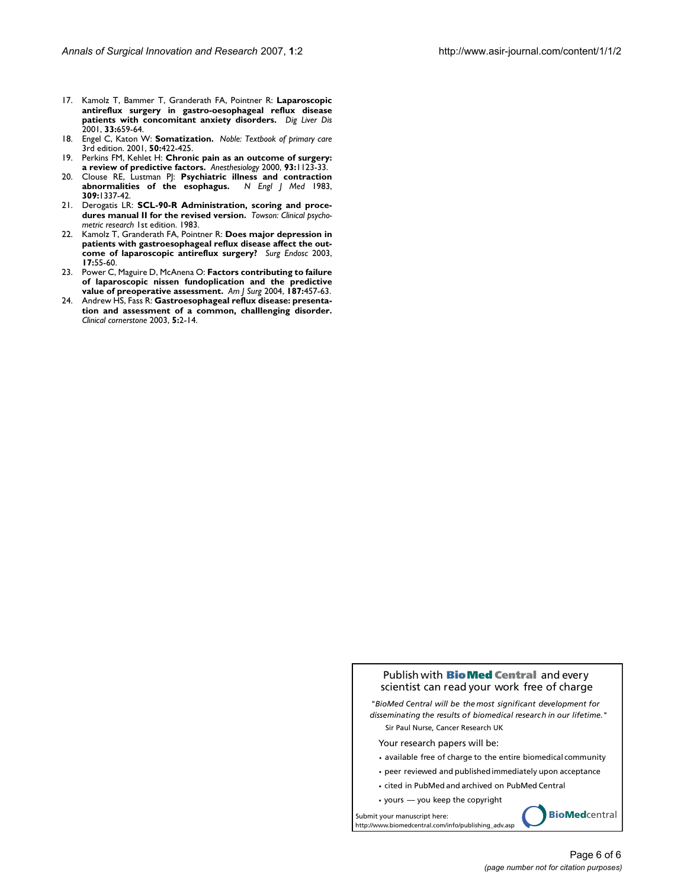17. Kamolz T, Bammer T, Granderath FA, Pointner R: **Laparoscopic antireflux surgery in gastro-oesophageal reflux disease patients with concomitant anxiety disorders.** *Dig Liver Dis* 2001, **33:**659-64.
18. Engel C, Katon W: **Somatization.** *Noble: Textbook of primary care* 3rd edition. 2001, **50:**422-425.
19. Perkins FM, Kehlet H: **Chronic pain as an outcome of surgery: a review of predictive factors.** *Anesthesiology* 2000, **93:**1123-33.
20. Clouse RE, Lustman PJ: **Psychiatric illness and contraction abnormalities of the esophagus.** *N Engl J Med* 1983, **309:**1337-42.
21. Derogatis LR: **SCL-90-R Administration, scoring and procedures manual II for the revised version.** *Towson: Clinical psychometric research* 1st edition. 1983.
22. Kamolz T, Granderath FA, Pointner R: **Does major depression in patients with gastroesophageal reflux disease affect the outcome of laparoscopic antireflux surgery?** *Surg Endosc* 2003, **17:**55-60.
23. Power C, Maguire D, McAnena O: **Factors contributing to failure of laparoscopic nissen fundoplication and the predictive value of preoperative assessment.** *Am J Surg* 2004, **187:**457-63.
24. Andrew HS, Fass R: **Gastroesophageal reflux disease: presentation and assessment of a common, challlenging disorder.** *Clinical cornerstone* 2003, **5:**2-14.

Publish with **BioMed Central** and every scientist can read your work free of charge

*"BioMed Central will be the most significant development for disseminating the results of biomedical research in our lifetime."*

Sir Paul Nurse, Cancer Research UK

Your research papers will be:

- available free of charge to the entire biomedical community
- peer reviewed and published immediately upon acceptance
- cited in PubMed and archived on PubMed Central
- yours — you keep the copyright

Submit your manuscript here:
http://www.biomedcentral.com/info/publishing_adv.asp

**BioMed**central